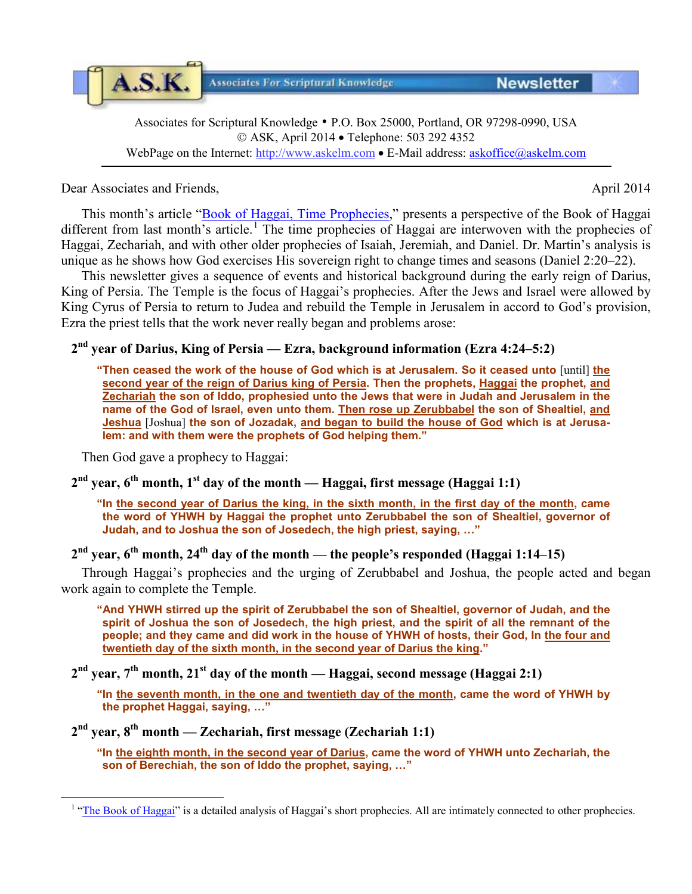A.S.K. Associates For Scriptural Knowledge **Newsletter**

Associates for Scriptural Knowledge • P.O. Box 25000, Portland, OR 97298-0990, USA
© ASK, April 2014 • Telephone: 503 292 4352
WebPage on the Internet: http://www.askelm.com • E-Mail address: askoffice@askelm.com

---

Dear Associates and Friends, April 2014

This month's article "Book of Haggai, Time Prophecies," presents a perspective of the Book of Haggai different from last month's article.[1] The time prophecies of Haggai are interwoven with the prophecies of Haggai, Zechariah, and with other older prophecies of Isaiah, Jeremiah, and Daniel. Dr. Martin's analysis is unique as he shows how God exercises His sovereign right to change times and seasons (Daniel 2:20–22).

This newsletter gives a sequence of events and historical background during the early reign of Darius, King of Persia. The Temple is the focus of Haggai's prophecies. After the Jews and Israel were allowed by King Cyrus of Persia to return to Judea and rebuild the Temple in Jerusalem in accord to God's provision, Ezra the priest tells that the work never really began and problems arose:

### 2nd year of Darius, King of Persia — Ezra, background information (Ezra 4:24–5:2)

> **"Then ceased the work of the house of God which is at Jerusalem. So it ceased unto** [until] **the second year of the reign of Darius king of Persia. Then the prophets, Haggai the prophet, and Zechariah the son of Iddo, prophesied unto the Jews that were in Judah and Jerusalem in the name of the God of Israel, even unto them. Then rose up Zerubbabel the son of Shealtiel, and Jeshua** [Joshua] **the son of Jozadak, and began to build the house of God which is at Jerusalem: and with them were the prophets of God helping them."**

Then God gave a prophecy to Haggai:

### 2nd year, 6th month, 1st day of the month — Haggai, first message (Haggai 1:1)

> **"In the second year of Darius the king, in the sixth month, in the first day of the month, came the word of YHWH by Haggai the prophet unto Zerubbabel the son of Shealtiel, governor of Judah, and to Joshua the son of Josedech, the high priest, saying, …"**

### 2nd year, 6th month, 24th day of the month — the people's responded (Haggai 1:14–15)

Through Haggai's prophecies and the urging of Zerubbabel and Joshua, the people acted and began work again to complete the Temple.

> **"And YHWH stirred up the spirit of Zerubbabel the son of Shealtiel, governor of Judah, and the spirit of Joshua the son of Josedech, the high priest, and the spirit of all the remnant of the people; and they came and did work in the house of YHWH of hosts, their God, In the four and twentieth day of the sixth month, in the second year of Darius the king."**

### 2nd year, 7th month, 21st day of the month — Haggai, second message (Haggai 2:1)

> **"In the seventh month, in the one and twentieth day of the month, came the word of YHWH by the prophet Haggai, saying, …"**

### 2nd year, 8th month — Zechariah, first message (Zechariah 1:1)

> **"In the eighth month, in the second year of Darius, came the word of YHWH unto Zechariah, the son of Berechiah, the son of Iddo the prophet, saying, …"**

---

[1] "The Book of Haggai" is a detailed analysis of Haggai's short prophecies. All are intimately connected to other prophecies.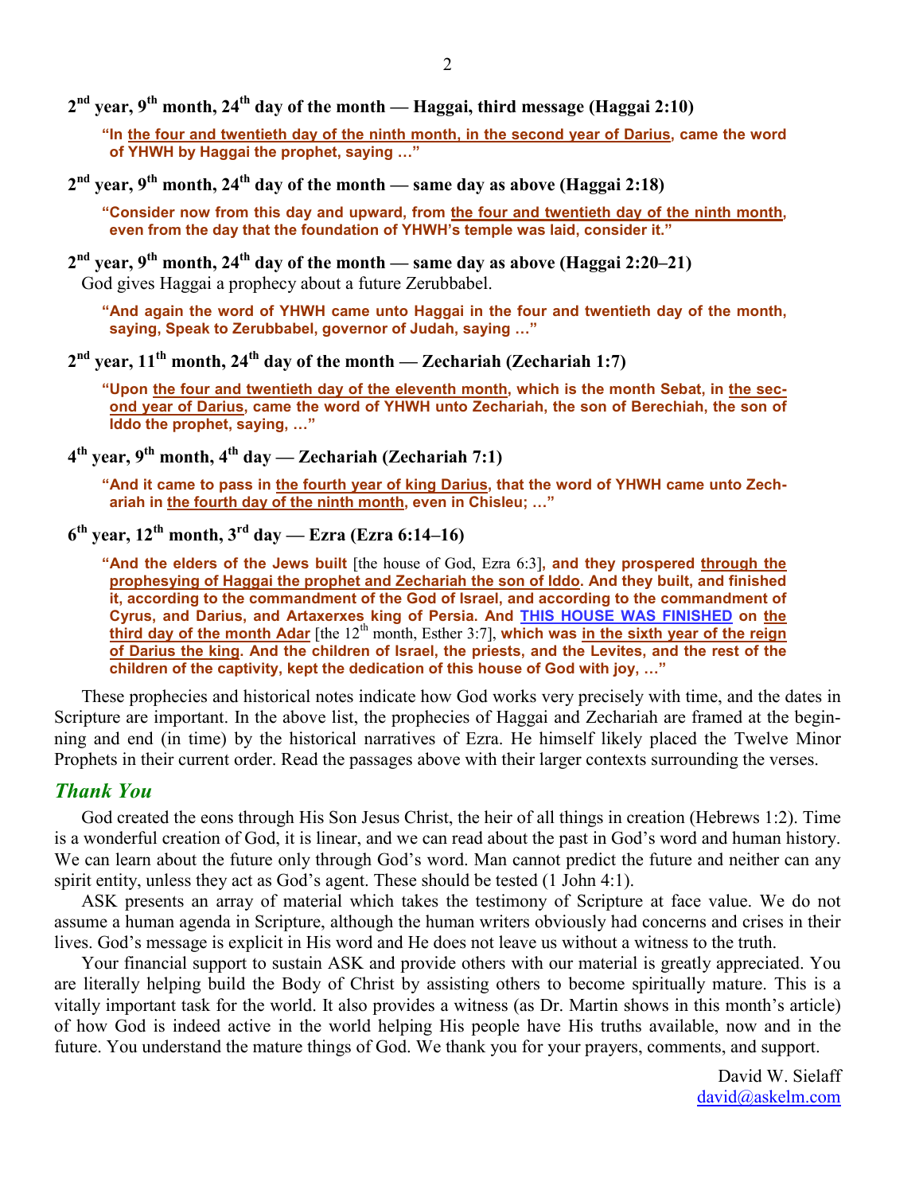**2nd year, 9th month, 24th day of the month — Haggai, third message (Haggai 2:10)**

> **"In the four and twentieth day of the ninth month, in the second year of Darius, came the word of YHWH by Haggai the prophet, saying …"**

**2nd year, 9th month, 24th day of the month — same day as above (Haggai 2:18)**

> **"Consider now from this day and upward, from the four and twentieth day of the ninth month, even from the day that the foundation of YHWH's temple was laid, consider it."**

**2nd year, 9th month, 24th day of the month — same day as above (Haggai 2:20–21)**

God gives Haggai a prophecy about a future Zerubbabel.

> **"And again the word of YHWH came unto Haggai in the four and twentieth day of the month, saying, Speak to Zerubbabel, governor of Judah, saying …"**

**2nd year, 11th month, 24th day of the month — Zechariah (Zechariah 1:7)**

> **"Upon the four and twentieth day of the eleventh month, which is the month Sebat, in the second year of Darius, came the word of YHWH unto Zechariah, the son of Berechiah, the son of Iddo the prophet, saying, …"**

**4th year, 9th month, 4th day — Zechariah (Zechariah 7:1)**

> **"And it came to pass in the fourth year of king Darius, that the word of YHWH came unto Zechariah in the fourth day of the ninth month, even in Chisleu; …"**

**6th year, 12th month, 3rd day — Ezra (Ezra 6:14–16)**

> **"And the elders of the Jews built** [the house of God, Ezra 6:3]**, and they prospered through the prophesying of Haggai the prophet and Zechariah the son of Iddo. And they built, and finished it, according to the commandment of the God of Israel, and according to the commandment of Cyrus, and Darius, and Artaxerxes king of Persia. And THIS HOUSE WAS FINISHED on the third day of the month Adar** [the 12th month, Esther 3:7]**, which was in the sixth year of the reign of Darius the king. And the children of Israel, the priests, and the Levites, and the rest of the children of the captivity, kept the dedication of this house of God with joy, …"**

These prophecies and historical notes indicate how God works very precisely with time, and the dates in Scripture are important. In the above list, the prophecies of Haggai and Zechariah are framed at the beginning and end (in time) by the historical narratives of Ezra. He himself likely placed the Twelve Minor Prophets in their current order. Read the passages above with their larger contexts surrounding the verses.

## *Thank You*

God created the eons through His Son Jesus Christ, the heir of all things in creation (Hebrews 1:2). Time is a wonderful creation of God, it is linear, and we can read about the past in God's word and human history. We can learn about the future only through God's word. Man cannot predict the future and neither can any spirit entity, unless they act as God's agent. These should be tested (1 John 4:1).

ASK presents an array of material which takes the testimony of Scripture at face value. We do not assume a human agenda in Scripture, although the human writers obviously had concerns and crises in their lives. God's message is explicit in His word and He does not leave us without a witness to the truth.

Your financial support to sustain ASK and provide others with our material is greatly appreciated. You are literally helping build the Body of Christ by assisting others to become spiritually mature. This is a vitally important task for the world. It also provides a witness (as Dr. Martin shows in this month's article) of how God is indeed active in the world helping His people have His truths available, now and in the future. You understand the mature things of God. We thank you for your prayers, comments, and support.

David W. Sielaff
david@askelm.com